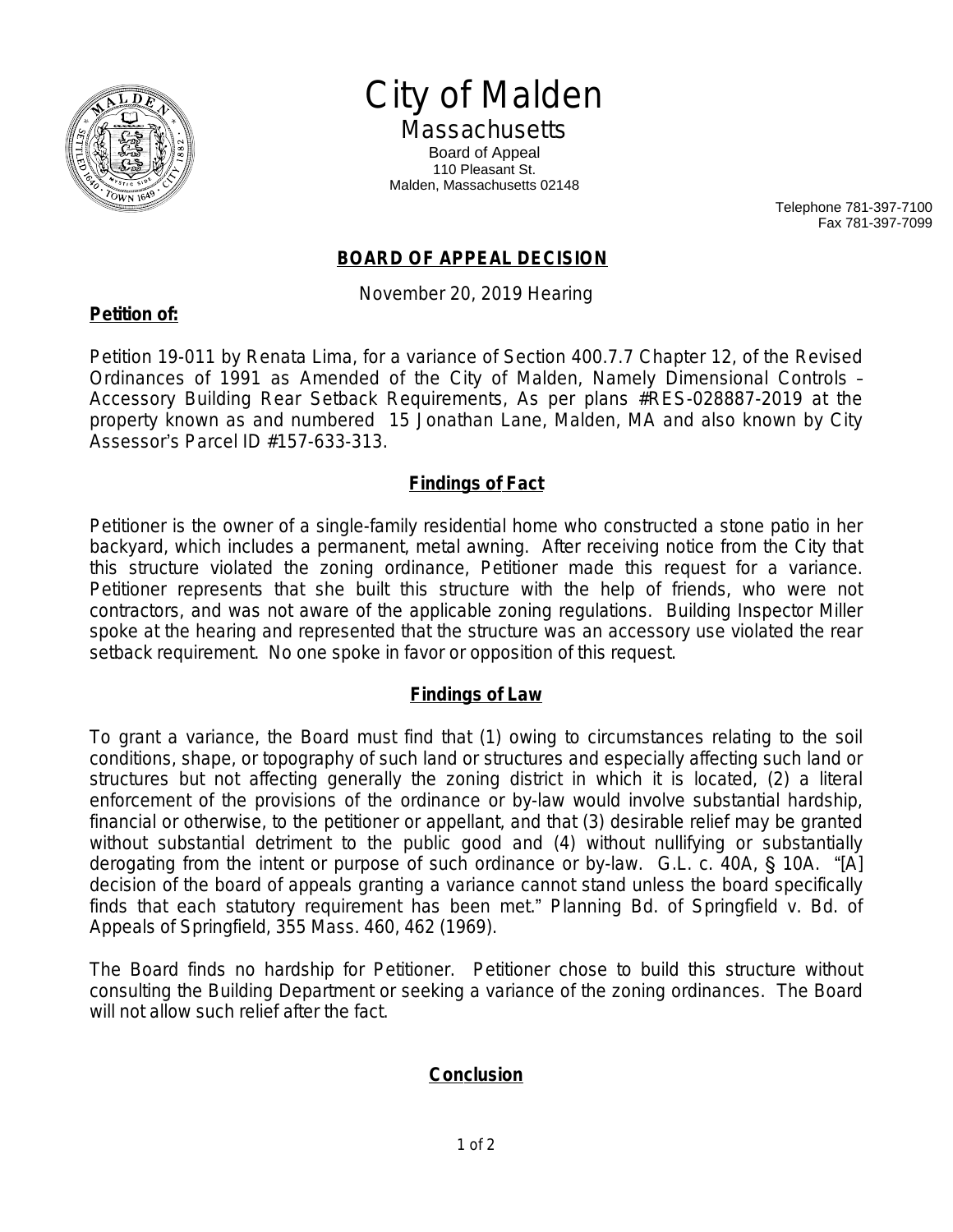# City of Malden

## Massachusetts

Board of Appeal
110 Pleasant St.
Malden, Massachusetts 02148

Telephone 781-397-7100
Fax 781-397-7099

## BOARD OF APPEAL DECISION

November 20, 2019 Hearing

**Petition of:**

Petition 19-011 by Renata Lima, for a variance of Section 400.7.7 Chapter 12, of the Revised Ordinances of 1991 as Amended of the City of Malden, Namely Dimensional Controls – Accessory Building Rear Setback Requirements, As per plans #RES-028887-2019 at the property known as and numbered 15 Jonathan Lane, Malden, MA and also known by City Assessor's Parcel ID #157-633-313.

### Findings of Fact

Petitioner is the owner of a single-family residential home who constructed a stone patio in her backyard, which includes a permanent, metal awning. After receiving notice from the City that this structure violated the zoning ordinance, Petitioner made this request for a variance. Petitioner represents that she built this structure with the help of friends, who were not contractors, and was not aware of the applicable zoning regulations. Building Inspector Miller spoke at the hearing and represented that the structure was an accessory use violated the rear setback requirement. No one spoke in favor or opposition of this request.

### Findings of Law

To grant a variance, the Board must find that (1) owing to circumstances relating to the soil conditions, shape, or topography of such land or structures and especially affecting such land or structures but not affecting generally the zoning district in which it is located, (2) a literal enforcement of the provisions of the ordinance or by-law would involve substantial hardship, financial or otherwise, to the petitioner or appellant, and that (3) desirable relief may be granted without substantial detriment to the public good and (4) without nullifying or substantially derogating from the intent or purpose of such ordinance or by-law. G.L. c. 40A, § 10A. "[A] decision of the board of appeals granting a variance cannot stand unless the board specifically finds that each statutory requirement has been met." Planning Bd. of Springfield v. Bd. of Appeals of Springfield, 355 Mass. 460, 462 (1969).

The Board finds no hardship for Petitioner. Petitioner chose to build this structure without consulting the Building Department or seeking a variance of the zoning ordinances. The Board will not allow such relief after the fact.

### Conclusion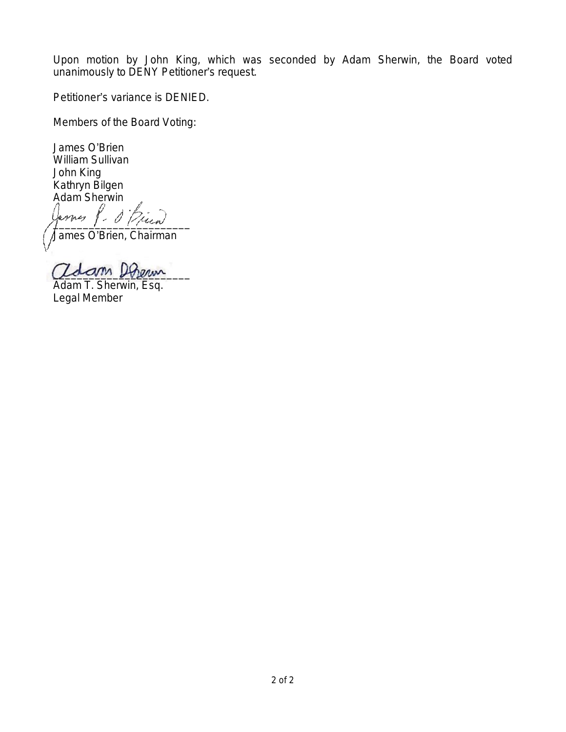Upon motion by John King, which was seconded by Adam Sherwin, the Board voted unanimously to DENY Petitioner's request.

Petitioner's variance is DENIED.

Members of the Board Voting:

James O'Brien  
William Sullivan  
John King  
Kathryn Bilgen  
Adam Sherwin

James P. O'Brien  
______________________  
James O'Brien, Chairman

Adam Sherwin  
______________________  
Adam T. Sherwin, Esq.  
Legal Member